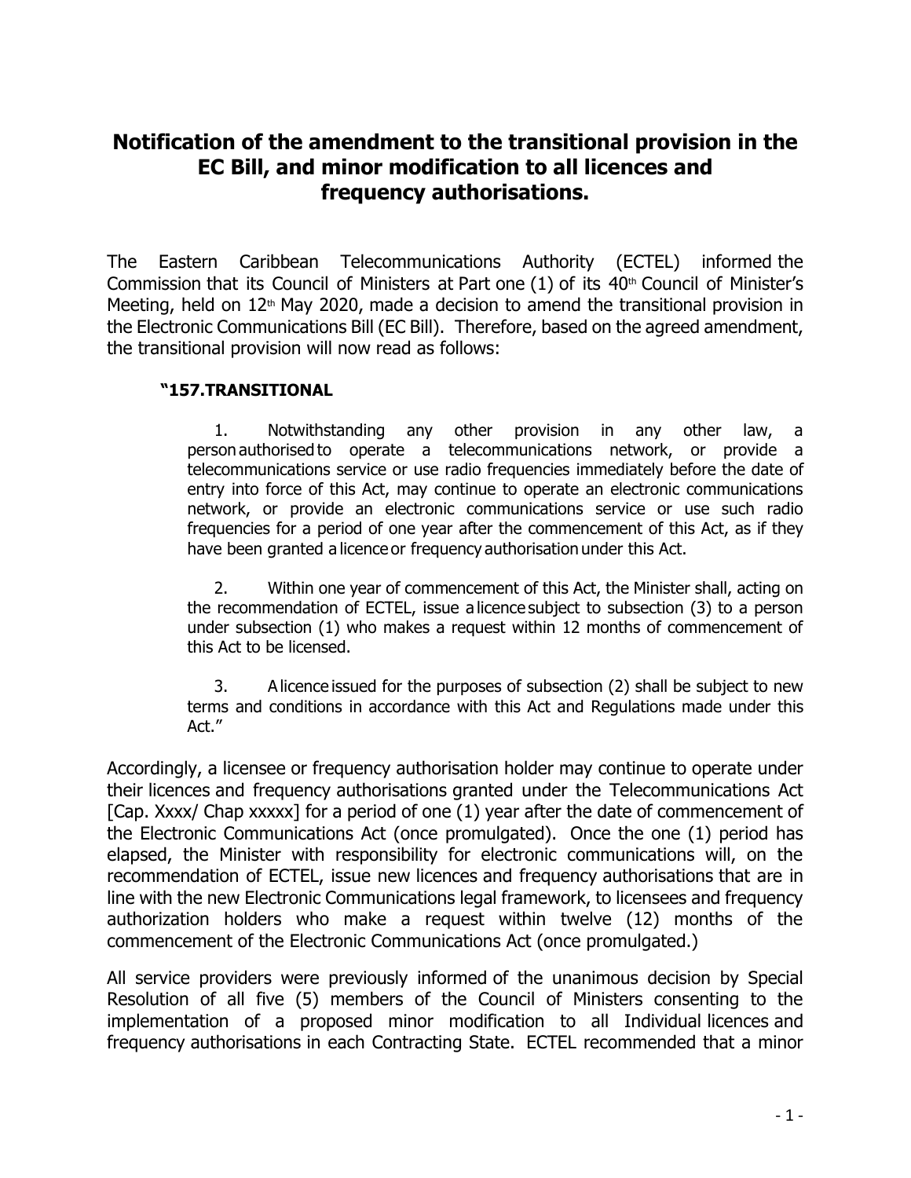# Notification of the amendment to the transitional provision in the EC Bill, and minor modification to all licences and frequency authorisations.

The Eastern Caribbean Telecommunications Authority (ECTEL) informed the Commission that its Council of Ministers at Part one (1) of its 40th Council of Minister's Meeting, held on 12th May 2020, made a decision to amend the transitional provision in the Electronic Communications Bill (EC Bill). Therefore, based on the agreed amendment, the transitional provision will now read as follows:

> **"157.TRANSITIONAL**
>
> 1. Notwithstanding any other provision in any other law, a person authorised to operate a telecommunications network, or provide a telecommunications service or use radio frequencies immediately before the date of entry into force of this Act, may continue to operate an electronic communications network, or provide an electronic communications service or use such radio frequencies for a period of one year after the commencement of this Act, as if they have been granted a licence or frequency authorisation under this Act.
>
> 2. Within one year of commencement of this Act, the Minister shall, acting on the recommendation of ECTEL, issue a licence subject to subsection (3) to a person under subsection (1) who makes a request within 12 months of commencement of this Act to be licensed.
>
> 3. A licence issued for the purposes of subsection (2) shall be subject to new terms and conditions in accordance with this Act and Regulations made under this Act."

Accordingly, a licensee or frequency authorisation holder may continue to operate under their licences and frequency authorisations granted under the Telecommunications Act [Cap. Xxxx/ Chap xxxxx] for a period of one (1) year after the date of commencement of the Electronic Communications Act (once promulgated). Once the one (1) period has elapsed, the Minister with responsibility for electronic communications will, on the recommendation of ECTEL, issue new licences and frequency authorisations that are in line with the new Electronic Communications legal framework, to licensees and frequency authorization holders who make a request within twelve (12) months of the commencement of the Electronic Communications Act (once promulgated.)

All service providers were previously informed of the unanimous decision by Special Resolution of all five (5) members of the Council of Ministers consenting to the implementation of a proposed minor modification to all Individual licences and frequency authorisations in each Contracting State. ECTEL recommended that a minor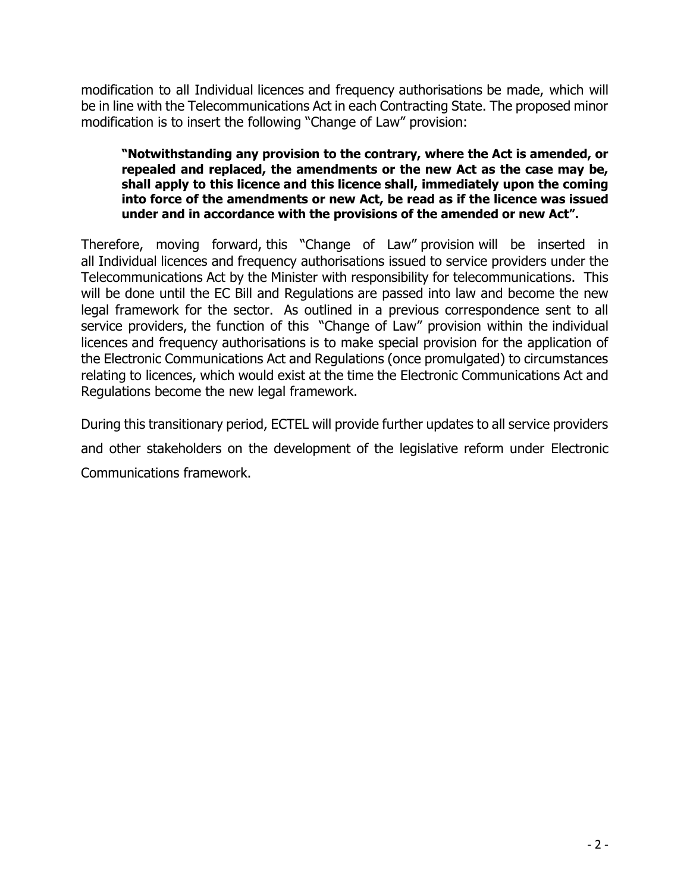modification to all Individual licences and frequency authorisations be made, which will be in line with the Telecommunications Act in each Contracting State. The proposed minor modification is to insert the following "Change of Law" provision:

> **"Notwithstanding any provision to the contrary, where the Act is amended, or repealed and replaced, the amendments or the new Act as the case may be, shall apply to this licence and this licence shall, immediately upon the coming into force of the amendments or new Act, be read as if the licence was issued under and in accordance with the provisions of the amended or new Act".**

Therefore, moving forward, this "Change of Law" provision will be inserted in all Individual licences and frequency authorisations issued to service providers under the Telecommunications Act by the Minister with responsibility for telecommunications. This will be done until the EC Bill and Regulations are passed into law and become the new legal framework for the sector. As outlined in a previous correspondence sent to all service providers, the function of this "Change of Law" provision within the individual licences and frequency authorisations is to make special provision for the application of the Electronic Communications Act and Regulations (once promulgated) to circumstances relating to licences, which would exist at the time the Electronic Communications Act and Regulations become the new legal framework.

During this transitionary period, ECTEL will provide further updates to all service providers and other stakeholders on the development of the legislative reform under Electronic Communications framework.